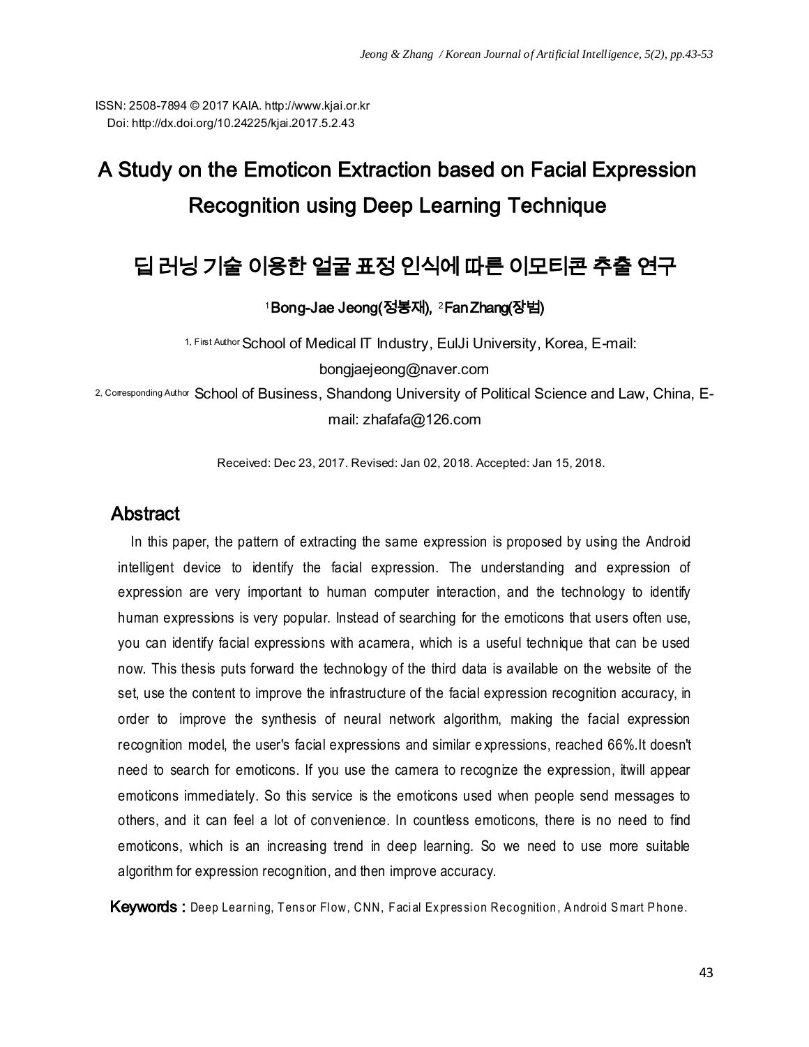ISSN: 2508-7894 © 2017 KAIA. http://www.kjai.or.kr
Doi: http://dx.doi.org/10.24225/kjai.2017.5.2.43

# A Study on the Emoticon Extraction based on Facial Expression Recognition using Deep Learning Technique

# 딥 러닝 기술 이용한 얼굴 표정 인식에 따른 이모티콘 추출 연구

[1]**Bong-Jae Jeong(정봉재),** [2]**Fan Zhang(장범)**

[1, First Author] School of Medical IT Industry, EulJi University, Korea, E-mail: bongjaejeong@naver.com

[2, Corresponding Author] School of Business, Shandong University of Political Science and Law, China, E-mail: zhafafa@126.com

Received: Dec 23, 2017. Revised: Jan 02, 2018. Accepted: Jan 15, 2018.

## Abstract

In this paper, the pattern of extracting the same expression is proposed by using the Android intelligent device to identify the facial expression. The understanding and expression of expression are very important to human computer interaction, and the technology to identify human expressions is very popular. Instead of searching for the emoticons that users often use, you can identify facial expressions with acamera, which is a useful technique that can be used now. This thesis puts forward the technology of the third data is available on the website of the set, use the content to improve the infrastructure of the facial expression recognition accuracy, in order to improve the synthesis of neural network algorithm, making the facial expression recognition model, the user's facial expressions and similar expressions, reached 66%.It doesn't need to search for emoticons. If you use the camera to recognize the expression, itwill appear emoticons immediately. So this service is the emoticons used when people send messages to others, and it can feel a lot of convenience. In countless emoticons, there is no need to find emoticons, which is an increasing trend in deep learning. So we need to use more suitable algorithm for expression recognition, and then improve accuracy.

**Keywords :** Deep Learning, Tensor Flow, CNN, Facial Expression Recognition, Android Smart Phone.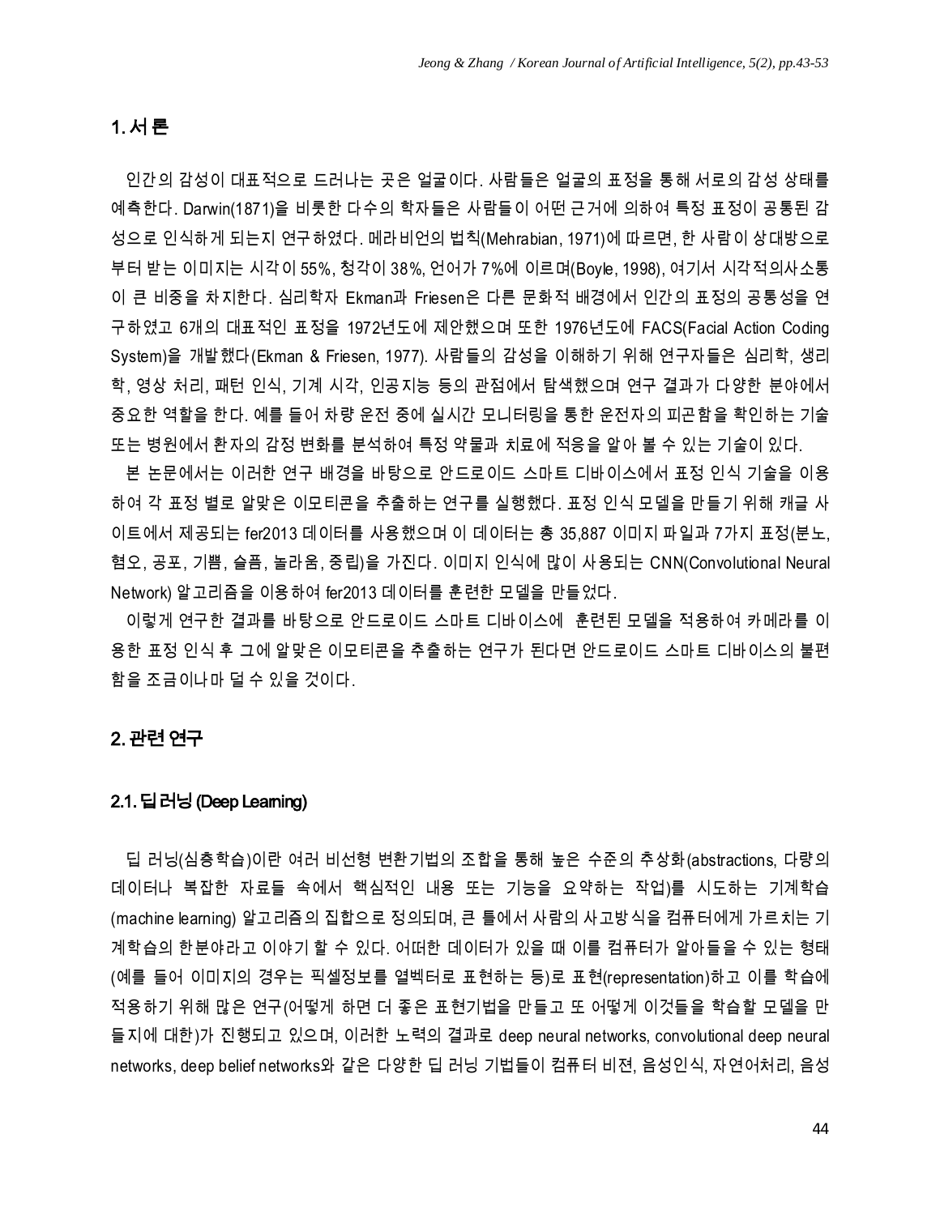## 1. 서 론

인간의 감성이 대표적으로 드러나는 곳은 얼굴이다. 사람들은 얼굴의 표정을 통해 서로의 감성 상태를 예측한다. Darwin(1871)을 비롯한 다수의 학자들은 사람들이 어떤 근거에 의하여 특정 표정이 공통된 감성으로 인식하게 되는지 연구하였다. 메라비언의 법칙(Mehrabian, 1971)에 따르면, 한 사람이 상대방으로부터 받는 이미지는 시각이 55%, 청각이 38%, 언어가 7%에 이르며(Boyle, 1998), 여기서 시각적의사소통이 큰 비중을 차지한다. 심리학자 Ekman과 Friesen은 다른 문화적 배경에서 인간의 표정의 공통성을 연구하였고 6개의 대표적인 표정을 1972년도에 제안했으며 또한 1976년도에 FACS(Facial Action Coding System)을 개발했다(Ekman & Friesen, 1977). 사람들의 감성을 이해하기 위해 연구자들은 심리학, 생리학, 영상 처리, 패턴 인식, 기계 시각, 인공지능 등의 관점에서 탐색했으며 연구 결과가 다양한 분야에서 중요한 역할을 한다. 예를 들어 차량 운전 중에 실시간 모니터링을 통한 운전자의 피곤함을 확인하는 기술 또는 병원에서 환자의 감정 변화를 분석하여 특정 약물과 치료에 적응을 알아 볼 수 있는 기술이 있다.

본 논문에서는 이러한 연구 배경을 바탕으로 안드로이드 스마트 디바이스에서 표정 인식 기술을 이용하여 각 표정 별로 알맞은 이모티콘을 추출하는 연구를 실행했다. 표정 인식 모델을 만들기 위해 캐글 사이트에서 제공되는 fer2013 데이터를 사용했으며 이 데이터는 총 35,887 이미지 파일과 7가지 표정(분노, 혐오, 공포, 기쁨, 슬픔, 놀라움, 중립)을 가진다. 이미지 인식에 많이 사용되는 CNN(Convolutional Neural Network) 알고리즘을 이용하여 fer2013 데이터를 훈련한 모델을 만들었다.

이렇게 연구한 결과를 바탕으로 안드로이드 스마트 디바이스에 훈련된 모델을 적용하여 카메라를 이용한 표정 인식 후 그에 알맞은 이모티콘을 추출하는 연구가 된다면 안드로이드 스마트 디바이스의 불편함을 조금이나마 덜 수 있을 것이다.

## 2. 관련 연구

### 2.1. 딥 러닝 (Deep Learning)

딥 러닝(심층학습)이란 여러 비선형 변환기법의 조합을 통해 높은 수준의 추상화(abstractions, 다량의 데이터나 복잡한 자료들 속에서 핵심적인 내용 또는 기능을 요약하는 작업)를 시도하는 기계학습(machine learning) 알고리즘의 집합으로 정의되며, 큰 틀에서 사람의 사고방식을 컴퓨터에게 가르치는 기계학습의 한분야라고 이야기 할 수 있다. 어떠한 데이터가 있을 때 이를 컴퓨터가 알아들을 수 있는 형태(예를 들어 이미지의 경우는 픽셀정보를 열벡터로 표현하는 등)로 표현(representation)하고 이를 학습에 적용하기 위해 많은 연구(어떻게 하면 더 좋은 표현기법을 만들고 또 어떻게 이것들을 학습할 모델을 만들지에 대한)가 진행되고 있으며, 이러한 노력의 결과로 deep neural networks, convolutional deep neural networks, deep belief networks와 같은 다양한 딥 러닝 기법들이 컴퓨터 비젼, 음성인식, 자연어처리, 음성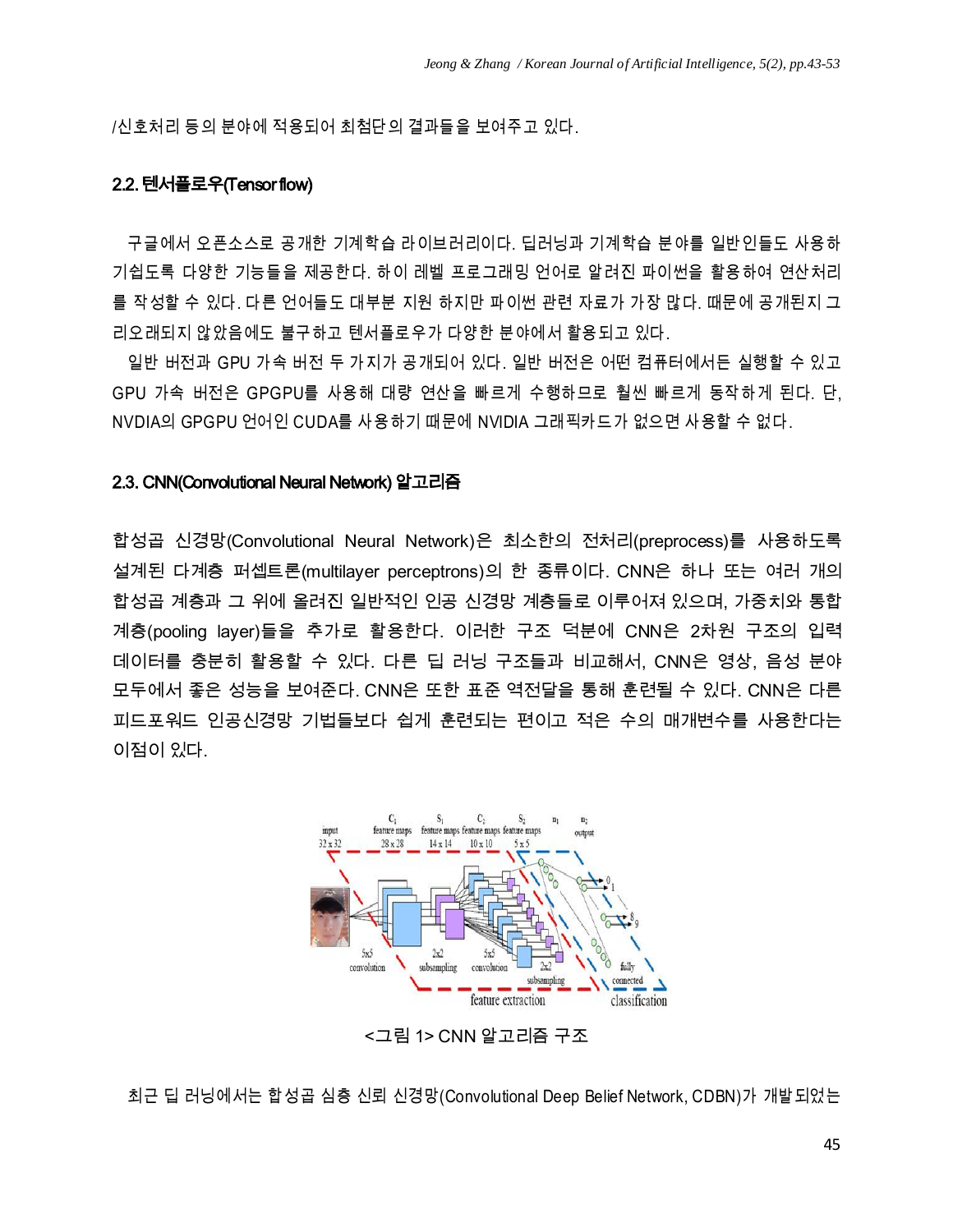/신호처리 등의 분야에 적용되어 최첨단의 결과들을 보여주고 있다.

## 2.2. 텐서플로우(Tensor flow)

구글에서 오픈소스로 공개한 기계학습 라이브러리이다. 딥러닝과 기계학습 분야를 일반인들도 사용하기쉽도록 다양한 기능들을 제공한다. 하이 레벨 프로그래밍 언어로 알려진 파이썬을 활용하여 연산처리를 작성할 수 있다. 다른 언어들도 대부분 지원 하지만 파이썬 관련 자료가 가장 많다. 때문에 공개된지 그리오래되지 않았음에도 불구하고 텐서플로우가 다양한 분야에서 활용되고 있다.

일반 버전과 GPU 가속 버전 두 가지가 공개되어 있다. 일반 버전은 어떤 컴퓨터에서든 실행할 수 있고 GPU 가속 버전은 GPGPU를 사용해 대량 연산을 빠르게 수행하므로 훨씬 빠르게 동작하게 된다. 단, NVDIA의 GPGPU 언어인 CUDA를 사용하기 때문에 NVIDIA 그래픽카드가 없으면 사용할 수 없다.

## 2.3. CNN(Convolutional Neural Network) 알고리즘

합성곱 신경망(Convolutional Neural Network)은 최소한의 전처리(preprocess)를 사용하도록 설계된 다계층 퍼셉트론(multilayer perceptrons)의 한 종류이다. CNN은 하나 또는 여러 개의 합성곱 계층과 그 위에 올려진 일반적인 인공 신경망 계층들로 이루어져 있으며, 가중치와 통합 계층(pooling layer)들을 추가로 활용한다. 이러한 구조 덕분에 CNN은 2차원 구조의 입력 데이터를 충분히 활용할 수 있다. 다른 딥 러닝 구조들과 비교해서, CNN은 영상, 음성 분야 모두에서 좋은 성능을 보여준다. CNN은 또한 표준 역전달을 통해 훈련될 수 있다. CNN은 다른 피드포워드 인공신경망 기법들보다 쉽게 훈련되는 편이고 적은 수의 매개변수를 사용한다는 이점이 있다.

<그림 1> CNN 알고리즘 구조

최근 딥 러닝에서는 합성곱 심층 신뢰 신경망(Convolutional Deep Belief Network, CDBN)가 개발되었는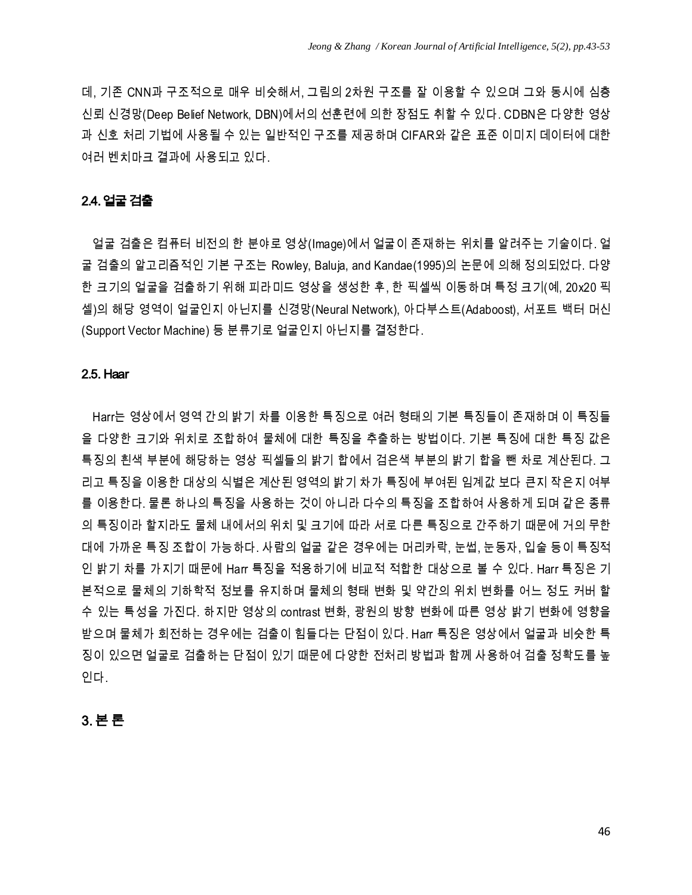데, 기존 CNN과 구조적으로 매우 비슷해서, 그림의 2차원 구조를 잘 이용할 수 있으며 그와 동시에 심층 신뢰 신경망(Deep Belief Network, DBN)에서의 선훈련에 의한 장점도 취할 수 있다. CDBN은 다양한 영상과 신호 처리 기법에 사용될 수 있는 일반적인 구조를 제공하며 CIFAR와 같은 표준 이미지 데이터에 대한 여러 벤치마크 결과에 사용되고 있다.

### 2.4. 얼굴 검출

얼굴 검출은 컴퓨터 비전의 한 분야로 영상(Image)에서 얼굴이 존재하는 위치를 알려주는 기술이다. 얼굴 검출의 알고리즘적인 기본 구조는 Rowley, Baluja, and Kandae(1995)의 논문에 의해 정의되었다. 다양한 크기의 얼굴을 검출하기 위해 피라미드 영상을 생성한 후, 한 픽셀씩 이동하며 특정 크기(예, 20x20 픽셀)의 해당 영역이 얼굴인지 아닌지를 신경망(Neural Network), 아다부스트(Adaboost), 서포트 백터 머신(Support Vector Machine) 등 분류기로 얼굴인지 아닌지를 결정한다.

### 2.5. Haar

Harr는 영상에서 영역 간의 밝기 차를 이용한 특징으로 여러 형태의 기본 특징들이 존재하며 이 특징들을 다양한 크기와 위치로 조합하여 물체에 대한 특징을 추출하는 방법이다. 기본 특징에 대한 특징 값은 특징의 흰색 부분에 해당하는 영상 픽셀들의 밝기 합에서 검은색 부분의 밝기 합을 뺀 차로 계산된다. 그리고 특징을 이용한 대상의 식별은 계산된 영역의 밝기 차가 특징에 부여된 임계값 보다 큰지 작은지 여부를 이용한다. 물론 하나의 특징을 사용하는 것이 아니라 다수의 특징을 조합하여 사용하게 되며 같은 종류의 특징이라 할지라도 물체 내에서의 위치 및 크기에 따라 서로 다른 특징으로 간주하기 때문에 거의 무한대에 가까운 특징 조합이 가능하다. 사람의 얼굴 같은 경우에는 머리카락, 눈썹, 눈동자, 입술 등이 특징적인 밝기 차를 가지기 때문에 Harr 특징을 적용하기에 비교적 적합한 대상으로 볼 수 있다. Harr 특징은 기본적으로 물체의 기하학적 정보를 유지하며 물체의 형태 변화 및 약간의 위치 변화를 어느 정도 커버 할 수 있는 특성을 가진다. 하지만 영상의 contrast 변화, 광원의 방향 변화에 따른 영상 밝기 변화에 영향을 받으며 물체가 회전하는 경우에는 검출이 힘들다는 단점이 있다. Harr 특징은 영상에서 얼굴과 비슷한 특징이 있으면 얼굴로 검출하는 단점이 있기 때문에 다양한 전처리 방법과 함께 사용하여 검출 정확도를 높인다.

## 3. 본 론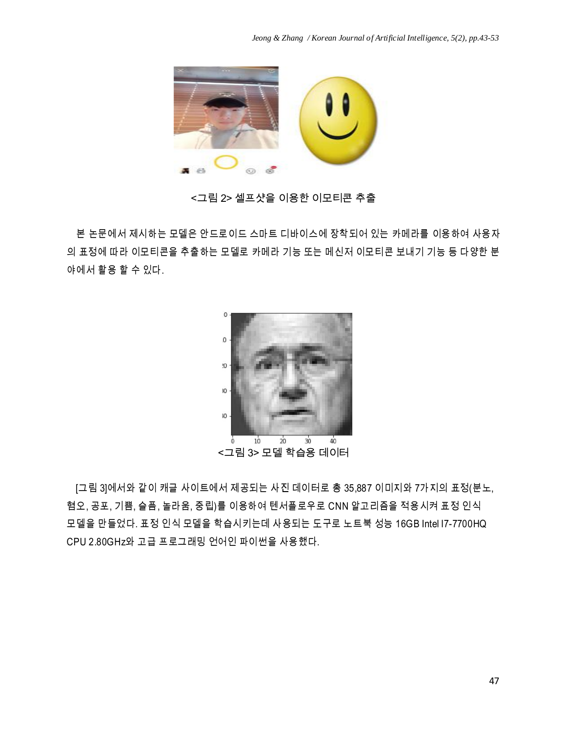<그림 2> 셀프샷을 이용한 이모티콘 추출

본 논문에서 제시하는 모델은 안드로이드 스마트 디바이스에 장착되어 있는 카메라를 이용하여 사용자의 표정에 따라 이모티콘을 추출하는 모델로 카메라 기능 또는 메신저 이모티콘 보내기 기능 등 다양한 분야에서 활용 할 수 있다.

0
0
20
30
40
0 10 20 30 40

<그림 3> 모델 학습용 데이터

[그림 3]에서와 같이 캐글 사이트에서 제공되는 사진 데이터로 총 35,887 이미지와 7가지의 표정(분노, 혐오, 공포, 기쁨, 슬픔, 놀라움, 중립)를 이용하여 텐서플로우로 CNN 알고리즘을 적용시켜 표정 인식 모델을 만들었다. 표정 인식 모델을 학습시키는데 사용되는 도구로 노트북 성능 16GB Intel I7-7700HQ CPU 2.80GHz와 고급 프로그래밍 언어인 파이썬을 사용했다.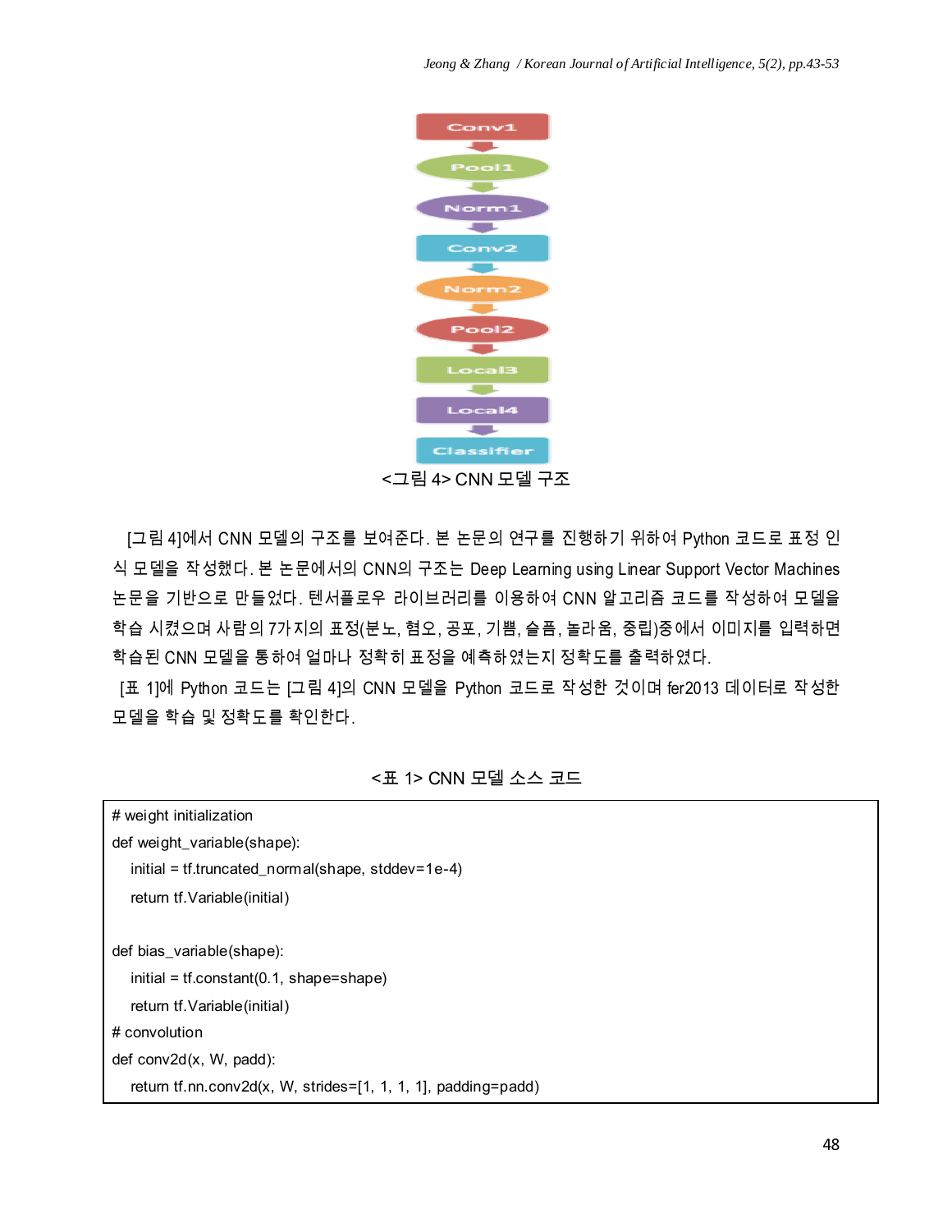Conv1

Pool1

Norm1

Conv2

Norm2

Pool2

Local3

Local4

Classifier

<그림 4> CNN 모델 구조

[그림 4]에서 CNN 모델의 구조를 보여준다. 본 논문의 연구를 진행하기 위하여 Python 코드로 표정 인식 모델을 작성했다. 본 논문에서의 CNN의 구조는 Deep Learning using Linear Support Vector Machines 논문을 기반으로 만들었다. 텐서플로우 라이브러리를 이용하여 CNN 알고리즘 코드를 작성하여 모델을 학습 시켰으며 사람의 7가지의 표정(분노, 혐오, 공포, 기쁨, 슬픔, 놀라움, 중립)중에서 이미지를 입력하면 학습된 CNN 모델을 통하여 얼마나 정확히 표정을 예측하였는지 정확도를 출력하였다.

[표 1]에 Python 코드는 [그림 4]의 CNN 모델을 Python 코드로 작성한 것이며 fer2013 데이터로 작성한 모델을 학습 및 정확도를 확인한다.

<표 1> CNN 모델 소스 코드

```
# weight initialization
def weight_variable(shape):
    initial = tf.truncated_normal(shape, stddev=1e-4)
    return tf.Variable(initial)

def bias_variable(shape):
    initial = tf.constant(0.1, shape=shape)
    return tf.Variable(initial)
# convolution
def conv2d(x, W, padd):
    return tf.nn.conv2d(x, W, strides=[1, 1, 1, 1], padding=padd)
```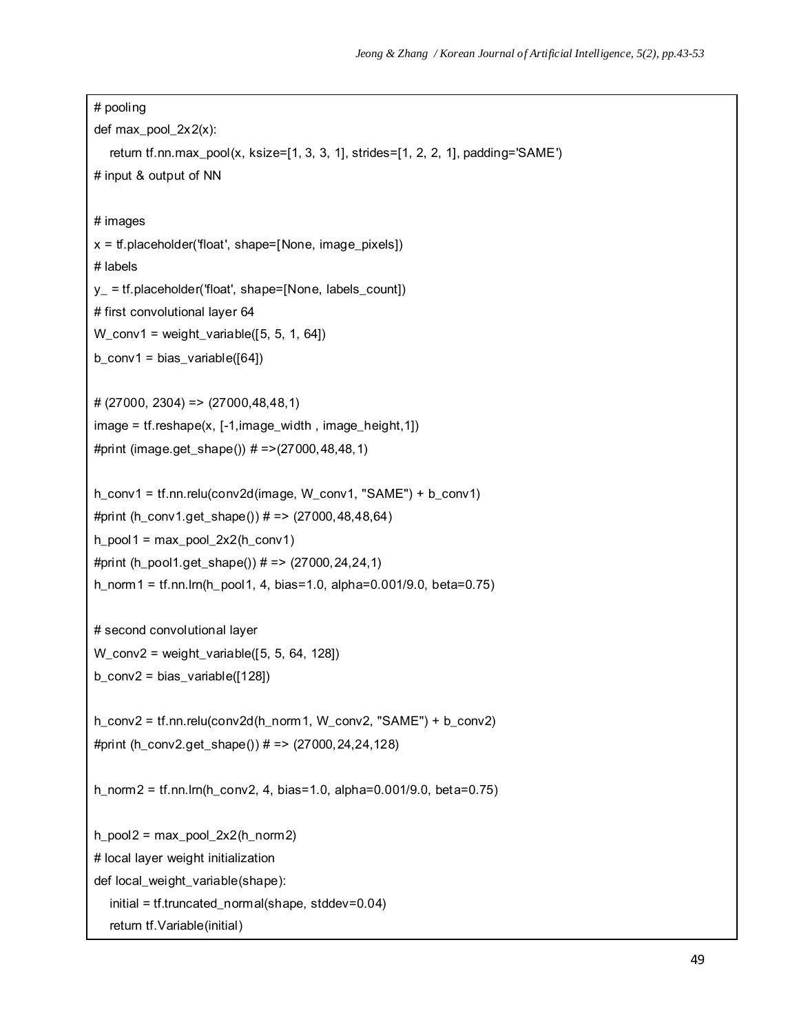```
# pooling
def max_pool_2x2(x):
    return tf.nn.max_pool(x, ksize=[1, 3, 3, 1], strides=[1, 2, 2, 1], padding='SAME')
# input & output of NN

# images
x = tf.placeholder('float', shape=[None, image_pixels])
# labels
y_ = tf.placeholder('float', shape=[None, labels_count])
# first convolutional layer 64
W_conv1 = weight_variable([5, 5, 1, 64])
b_conv1 = bias_variable([64])

# (27000, 2304) => (27000,48,48,1)
image = tf.reshape(x, [-1,image_width , image_height,1])
#print (image.get_shape()) # =>(27000,48,48,1)

h_conv1 = tf.nn.relu(conv2d(image, W_conv1, "SAME") + b_conv1)
#print (h_conv1.get_shape()) # => (27000,48,48,64)
h_pool1 = max_pool_2x2(h_conv1)
#print (h_pool1.get_shape()) # => (27000,24,24,1)
h_norm1 = tf.nn.lrn(h_pool1, 4, bias=1.0, alpha=0.001/9.0, beta=0.75)

# second convolutional layer
W_conv2 = weight_variable([5, 5, 64, 128])
b_conv2 = bias_variable([128])

h_conv2 = tf.nn.relu(conv2d(h_norm1, W_conv2, "SAME") + b_conv2)
#print (h_conv2.get_shape()) # => (27000,24,24,128)

h_norm2 = tf.nn.lrn(h_conv2, 4, bias=1.0, alpha=0.001/9.0, beta=0.75)

h_pool2 = max_pool_2x2(h_norm2)
# local layer weight initialization
def local_weight_variable(shape):
    initial = tf.truncated_normal(shape, stddev=0.04)
    return tf.Variable(initial)
```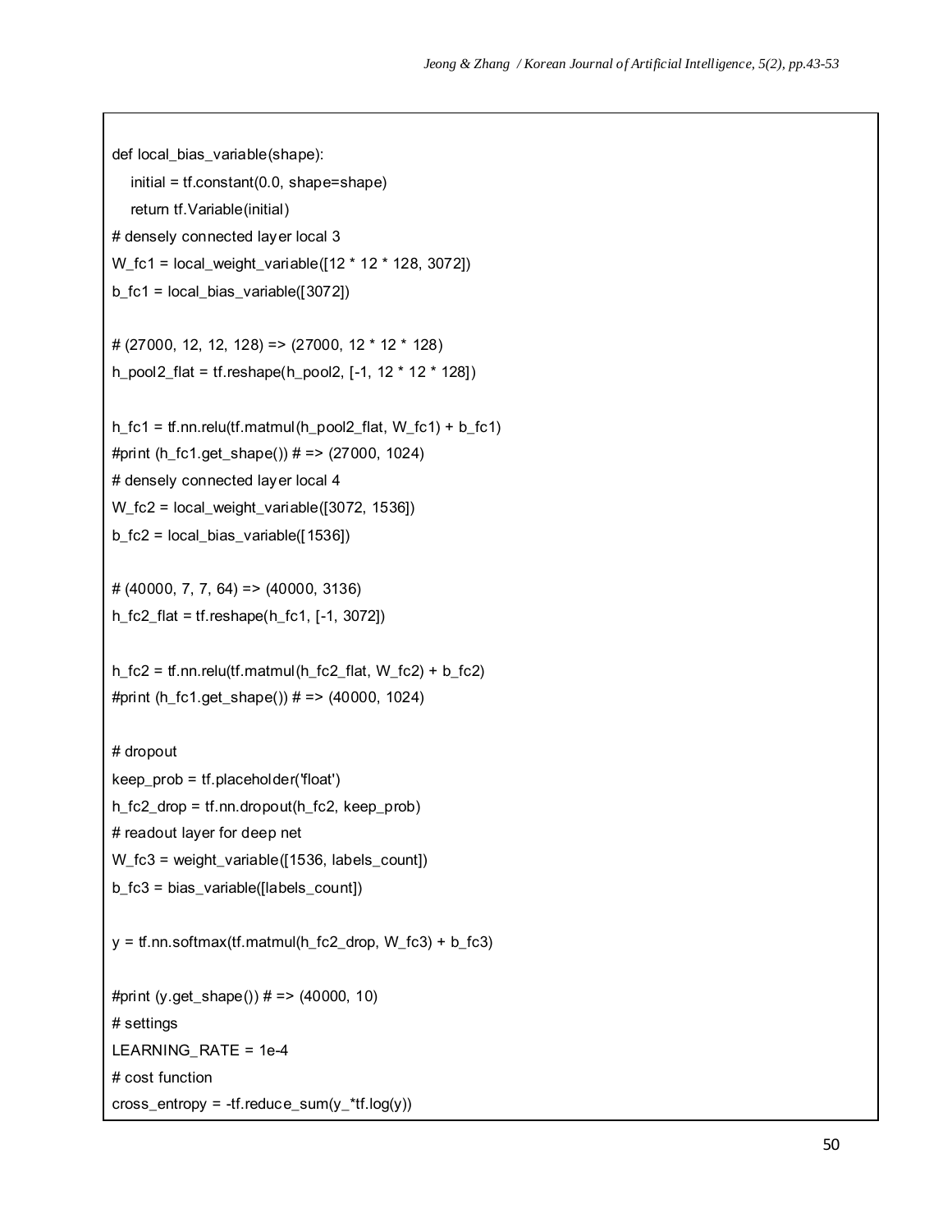```
def local_bias_variable(shape):
    initial = tf.constant(0.0, shape=shape)
    return tf.Variable(initial)
# densely connected layer local 3
W_fc1 = local_weight_variable([12 * 12 * 128, 3072])
b_fc1 = local_bias_variable([3072])

# (27000, 12, 12, 128) => (27000, 12 * 12 * 128)
h_pool2_flat = tf.reshape(h_pool2, [-1, 12 * 12 * 128])

h_fc1 = tf.nn.relu(tf.matmul(h_pool2_flat, W_fc1) + b_fc1)
#print (h_fc1.get_shape()) # => (27000, 1024)
# densely connected layer local 4
W_fc2 = local_weight_variable([3072, 1536])
b_fc2 = local_bias_variable([1536])

# (40000, 7, 7, 64) => (40000, 3136)
h_fc2_flat = tf.reshape(h_fc1, [-1, 3072])

h_fc2 = tf.nn.relu(tf.matmul(h_fc2_flat, W_fc2) + b_fc2)
#print (h_fc1.get_shape()) # => (40000, 1024)

# dropout
keep_prob = tf.placeholder('float')
h_fc2_drop = tf.nn.dropout(h_fc2, keep_prob)
# readout layer for deep net
W_fc3 = weight_variable([1536, labels_count])
b_fc3 = bias_variable([labels_count])

y = tf.nn.softmax(tf.matmul(h_fc2_drop, W_fc3) + b_fc3)

#print (y.get_shape()) # => (40000, 10)
# settings
LEARNING_RATE = 1e-4
# cost function
cross_entropy = -tf.reduce_sum(y_*tf.log(y))
```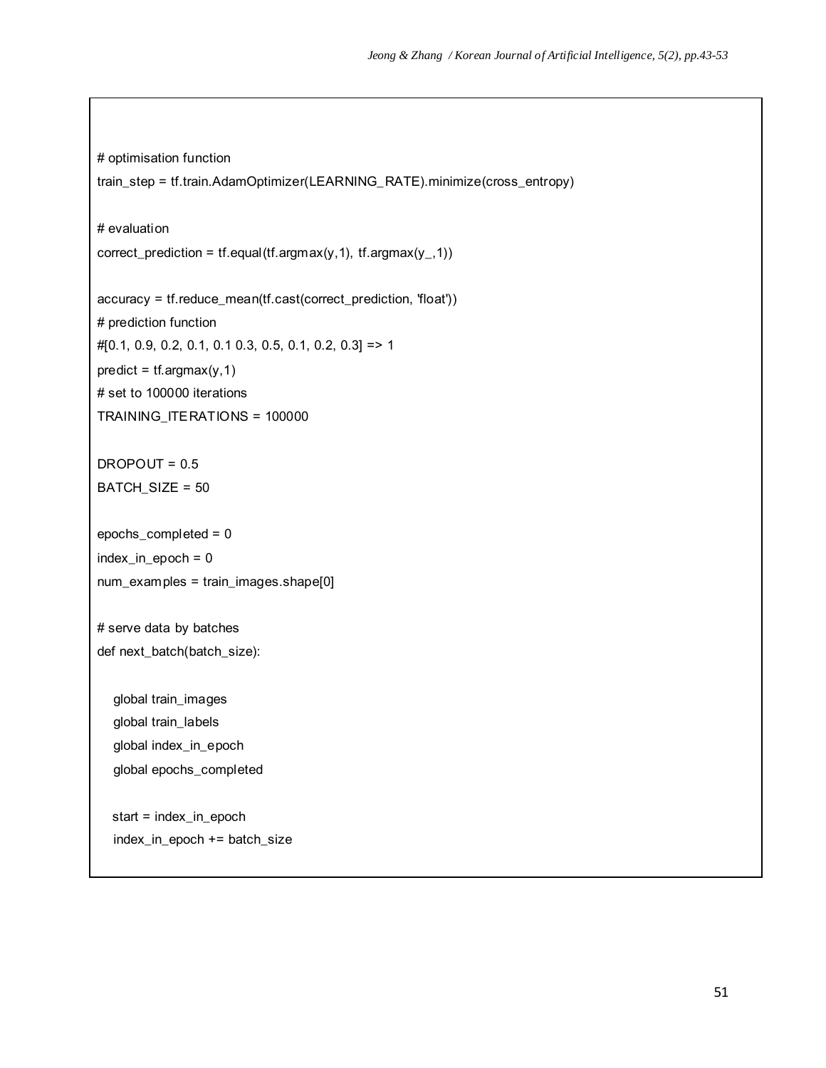```
# optimisation function
train_step = tf.train.AdamOptimizer(LEARNING_RATE).minimize(cross_entropy)

# evaluation
correct_prediction = tf.equal(tf.argmax(y,1), tf.argmax(y_,1))

accuracy = tf.reduce_mean(tf.cast(correct_prediction, 'float'))
# prediction function
#[0.1, 0.9, 0.2, 0.1, 0.1 0.3, 0.5, 0.1, 0.2, 0.3] => 1
predict = tf.argmax(y,1)
# set to 100000 iterations
TRAINING_ITERATIONS = 100000

DROPOUT = 0.5
BATCH_SIZE = 50

epochs_completed = 0
index_in_epoch = 0
num_examples = train_images.shape[0]

# serve data by batches
def next_batch(batch_size):

    global train_images
    global train_labels
    global index_in_epoch
    global epochs_completed

    start = index_in_epoch
    index_in_epoch += batch_size
```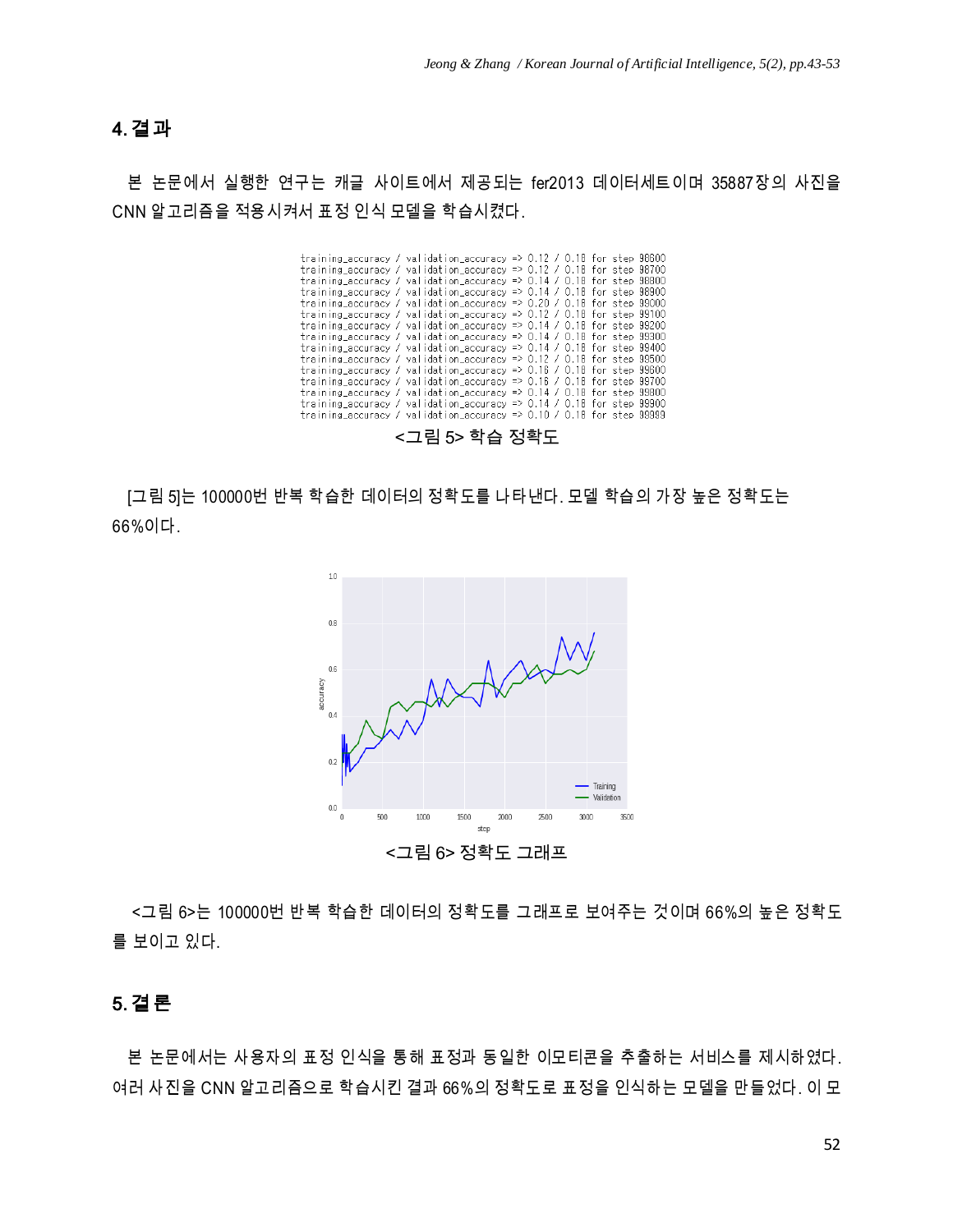## 4. 결과

본 논문에서 실행한 연구는 캐글 사이트에서 제공되는 fer2013 데이터세트이며 35887장의 사진을 CNN 알고리즘을 적용시켜서 표정 인식 모델을 학습시켰다.

```
training_accuracy / validation_accuracy => 0.12 / 0.18 for step 98600
training_accuracy / validation_accuracy => 0.12 / 0.18 for step 98700
training_accuracy / validation_accuracy => 0.14 / 0.18 for step 98800
training_accuracy / validation_accuracy => 0.14 / 0.18 for step 98900
training_accuracy / validation_accuracy => 0.20 / 0.18 for step 99000
training_accuracy / validation_accuracy => 0.12 / 0.18 for step 99100
training_accuracy / validation_accuracy => 0.14 / 0.18 for step 99200
training_accuracy / validation_accuracy => 0.14 / 0.18 for step 99300
training_accuracy / validation_accuracy => 0.14 / 0.18 for step 99400
training_accuracy / validation_accuracy => 0.12 / 0.18 for step 99500
training_accuracy / validation_accuracy => 0.16 / 0.18 for step 99600
training_accuracy / validation_accuracy => 0.16 / 0.18 for step 99700
training_accuracy / validation_accuracy => 0.14 / 0.18 for step 99800
training_accuracy / validation_accuracy => 0.14 / 0.18 for step 99900
training_accuracy / validation_accuracy => 0.10 / 0.18 for step 99999
```

<그림 5> 학습 정확도

[그림 5]는 100000번 반복 학습한 데이터의 정확도를 나타낸다. 모델 학습의 가장 높은 정확도는 66%이다.

accuracy
1.0
0.8
0.6
0.4
0.2
0.0
0
500
1000
1500
2000
2500
3000
3500
step
Training
Validation

<그림 6> 정확도 그래프

<그림 6>는 100000번 반복 학습한 데이터의 정확도를 그래프로 보여주는 것이며 66%의 높은 정확도를 보이고 있다.

## 5. 결론

본 논문에서는 사용자의 표정 인식을 통해 표정과 동일한 이모티콘을 추출하는 서비스를 제시하였다. 여러 사진을 CNN 알고리즘으로 학습시킨 결과 66%의 정확도로 표정을 인식하는 모델을 만들었다. 이 모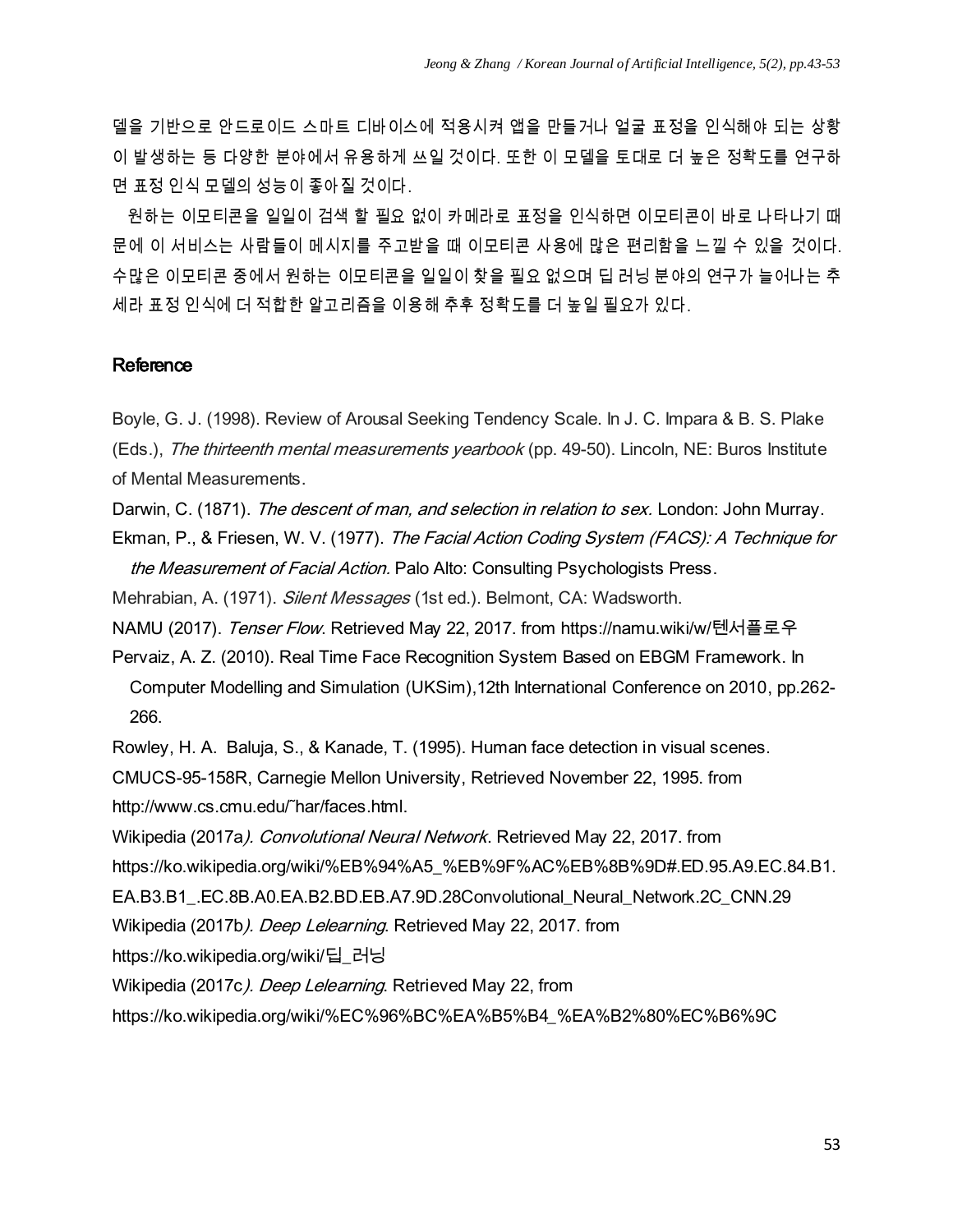델을 기반으로 안드로이드 스마트 디바이스에 적용시켜 앱을 만들거나 얼굴 표정을 인식해야 되는 상황이 발생하는 등 다양한 분야에서 유용하게 쓰일 것이다. 또한 이 모델을 토대로 더 높은 정확도를 연구하면 표정 인식 모델의 성능이 좋아질 것이다.

원하는 이모티콘을 일일이 검색 할 필요 없이 카메라로 표정을 인식하면 이모티콘이 바로 나타나기 때문에 이 서비스는 사람들이 메시지를 주고받을 때 이모티콘 사용에 많은 편리함을 느낄 수 있을 것이다. 수많은 이모티콘 중에서 원하는 이모티콘을 일일이 찾을 필요 없으며 딥 러닝 분야의 연구가 늘어나는 추세라 표정 인식에 더 적합한 알고리즘을 이용해 추후 정확도를 더 높일 필요가 있다.

## Reference

Boyle, G. J. (1998). Review of Arousal Seeking Tendency Scale. In J. C. Impara & B. S. Plake (Eds.), *The thirteenth mental measurements yearbook* (pp. 49-50). Lincoln, NE: Buros Institute of Mental Measurements.

Darwin, C. (1871). *The descent of man, and selection in relation to sex.* London: John Murray.

Ekman, P., & Friesen, W. V. (1977). *The Facial Action Coding System (FACS): A Technique for the Measurement of Facial Action.* Palo Alto: Consulting Psychologists Press.

Mehrabian, A. (1971). *Silent Messages* (1st ed.). Belmont, CA: Wadsworth.

NAMU (2017). *Tenser Flow*. Retrieved May 22, 2017. from https://namu.wiki/w/텐서플로우

Pervaiz, A. Z. (2010). Real Time Face Recognition System Based on EBGM Framework. In Computer Modelling and Simulation (UKSim),12th International Conference on 2010, pp.262-266.

Rowley, H. A. Baluja, S., & Kanade, T. (1995). Human face detection in visual scenes. CMUCS-95-158R, Carnegie Mellon University, Retrieved November 22, 1995. from http://www.cs.cmu.edu/~har/faces.html.

Wikipedia (2017a). *Convolutional Neural Network*. Retrieved May 22, 2017. from https://ko.wikipedia.org/wiki/%EB%94%A5_%EB%9F%AC%EB%8B%9D#.ED.95.A9.EC.84.B1.EA.B3.B1_.EC.8B.A0.EA.B2.BD.EB.A7.9D.28Convolutional_Neural_Network.2C_CNN.29

Wikipedia (2017b). *Deep Lelearning*. Retrieved May 22, 2017. from https://ko.wikipedia.org/wiki/딥_러닝

Wikipedia (2017c). *Deep Lelearning*. Retrieved May 22, from https://ko.wikipedia.org/wiki/%EC%96%BC%EA%B5%B4_%EA%B2%80%EC%B6%9C